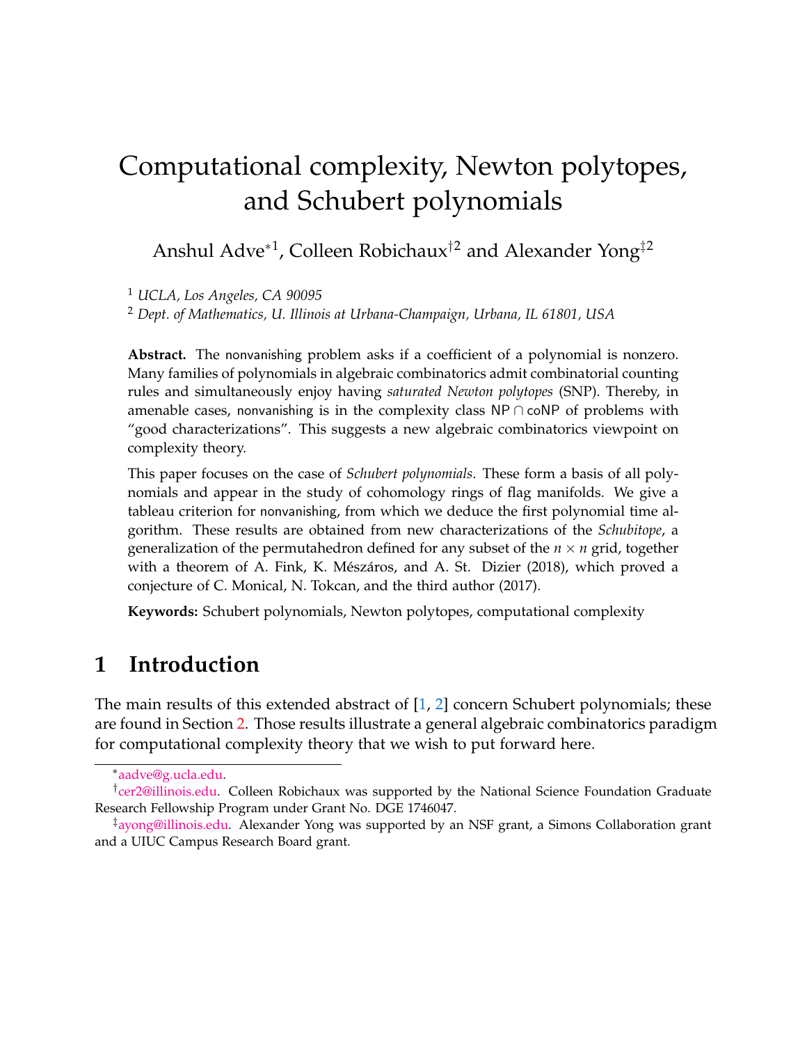# Computational complexity, Newton polytopes, and Schubert polynomials

Anshul Adve*[1], Colleen Robichaux†[2] and Alexander Yong‡[2]

[1] *UCLA, Los Angeles, CA 90095*

[2] *Dept. of Mathematics, U. Illinois at Urbana-Champaign, Urbana, IL 61801, USA*

**Abstract.** The nonvanishing problem asks if a coefficient of a polynomial is nonzero. Many families of polynomials in algebraic combinatorics admit combinatorial counting rules and simultaneously enjoy having *saturated Newton polytopes* (SNP). Thereby, in amenable cases, nonvanishing is in the complexity class $\mathsf{NP} \cap \mathsf{coNP}$ of problems with "good characterizations". This suggests a new algebraic combinatorics viewpoint on complexity theory.

This paper focuses on the case of *Schubert polynomials*. These form a basis of all polynomials and appear in the study of cohomology rings of flag manifolds. We give a tableau criterion for nonvanishing, from which we deduce the first polynomial time algorithm. These results are obtained from new characterizations of the *Schubitope*, a generalization of the permutahedron defined for any subset of the $n \times n$ grid, together with a theorem of A. Fink, K. Mészáros, and A. St. Dizier (2018), which proved a conjecture of C. Monical, N. Tokcan, and the third author (2017).

**Keywords:** Schubert polynomials, Newton polytopes, computational complexity

## 1 Introduction

The main results of this extended abstract of [1, 2] concern Schubert polynomials; these are found in Section 2. Those results illustrate a general algebraic combinatorics paradigm for computational complexity theory that we wish to put forward here.

*aadve@g.ucla.edu.

†cer2@illinois.edu. Colleen Robichaux was supported by the National Science Foundation Graduate Research Fellowship Program under Grant No. DGE 1746047.

‡ayong@illinois.edu. Alexander Yong was supported by an NSF grant, a Simons Collaboration grant and a UIUC Campus Research Board grant.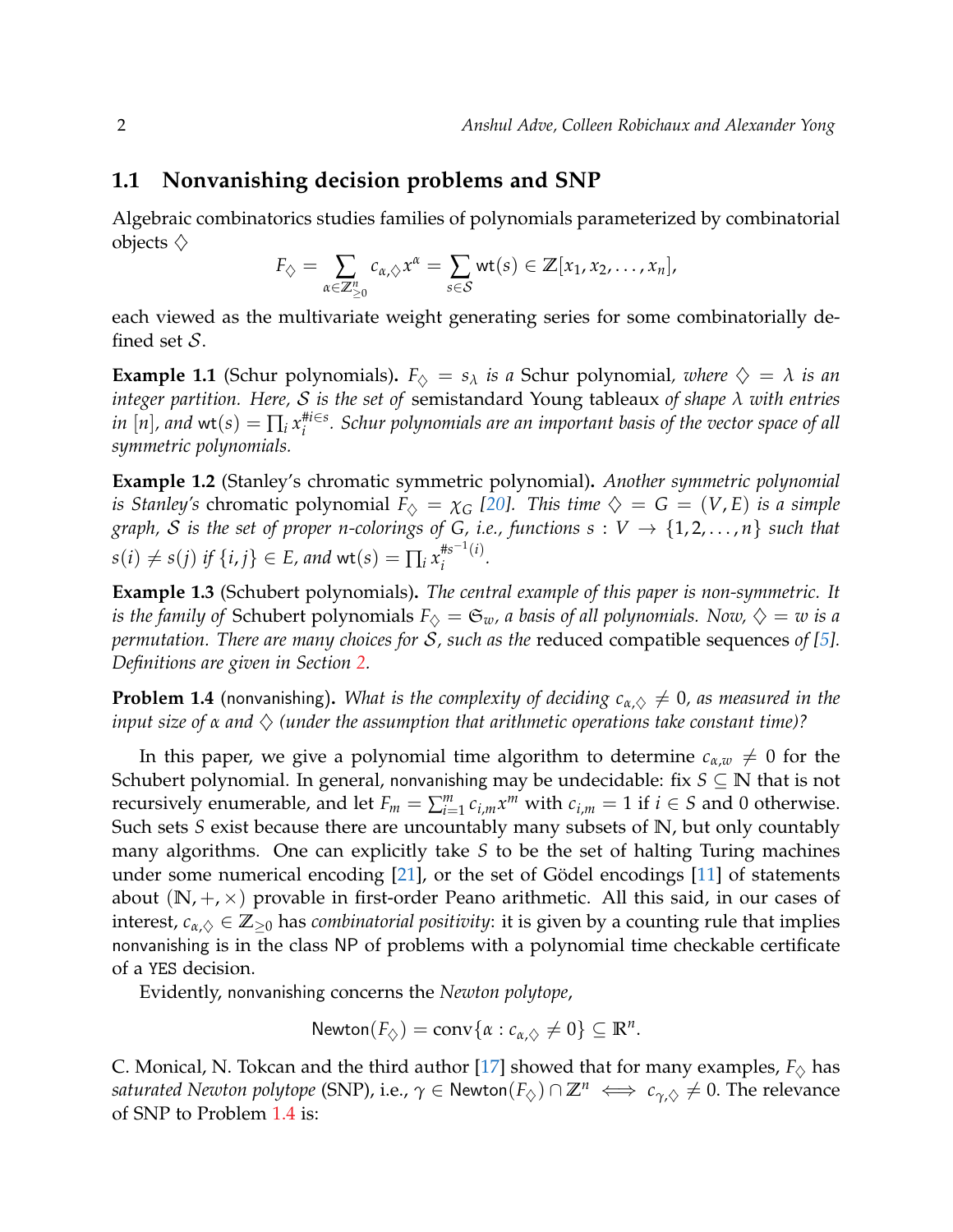## 1.1 Nonvanishing decision problems and SNP

Algebraic combinatorics studies families of polynomials parameterized by combinatorial objects $\diamondsuit$

$$F_{\diamondsuit} = \sum_{\alpha \in \mathbb{Z}^n_{\geq 0}} c_{\alpha,\diamondsuit} x^{\alpha} = \sum_{s \in \mathcal{S}} \mathsf{wt}(s) \in \mathbb{Z}[x_1, x_2, \ldots, x_n],$$

each viewed as the multivariate weight generating series for some combinatorially defined set $\mathcal{S}$.

**Example 1.1** (Schur polynomials)**.** *$F_{\diamondsuit} = s_{\lambda}$ is a* Schur polynomial*, where $\diamondsuit = \lambda$ is an integer partition. Here, $\mathcal{S}$ is the set of* semistandard Young tableaux *of shape $\lambda$ with entries in $[n]$, and $\mathsf{wt}(s) = \prod_i x_i^{\#i \in s}$. Schur polynomials are an important basis of the vector space of all symmetric polynomials.*

**Example 1.2** (Stanley's chromatic symmetric polynomial)**.** *Another symmetric polynomial is Stanley's* chromatic polynomial *$F_{\diamondsuit} = \chi_G$ [20]. This time $\diamondsuit = G = (V, E)$ is a simple graph, $\mathcal{S}$ is the set of proper $n$-colorings of $G$, i.e., functions $s : V \to \{1, 2, \ldots, n\}$ such that $s(i) \neq s(j)$ if $\{i, j\} \in E$, and $\mathsf{wt}(s) = \prod_i x_i^{\#s^{-1}(i)}$.*

**Example 1.3** (Schubert polynomials)**.** *The central example of this paper is non-symmetric. It is the family of* Schubert polynomials *$F_{\diamondsuit} = \mathfrak{S}_w$, a basis of all polynomials. Now, $\diamondsuit = w$ is a permutation. There are many choices for $\mathcal{S}$, such as the* reduced compatible sequences *of [5]. Definitions are given in Section 2.*

**Problem 1.4** (nonvanishing)**.** *What is the complexity of deciding $c_{\alpha,\diamondsuit} \neq 0$, as measured in the input size of $\alpha$ and $\diamondsuit$ (under the assumption that arithmetic operations take constant time)?*

In this paper, we give a polynomial time algorithm to determine $c_{\alpha,w} \neq 0$ for the Schubert polynomial. In general, nonvanishing may be undecidable: fix $S \subseteq \mathbb{N}$ that is not recursively enumerable, and let $F_m = \sum_{i=1}^{m} c_{i,m} x^m$ with $c_{i,m} = 1$ if $i \in S$ and $0$ otherwise. Such sets $S$ exist because there are uncountably many subsets of $\mathbb{N}$, but only countably many algorithms. One can explicitly take $S$ to be the set of halting Turing machines under some numerical encoding [21], or the set of Gödel encodings [11] of statements about $(\mathbb{N}, +, \times)$ provable in first-order Peano arithmetic. All this said, in our cases of interest, $c_{\alpha,\diamondsuit} \in \mathbb{Z}_{\geq 0}$ has *combinatorial positivity*: it is given by a counting rule that implies nonvanishing is in the class NP of problems with a polynomial time checkable certificate of a YES decision.

Evidently, nonvanishing concerns the *Newton polytope*,

$$\mathsf{Newton}(F_{\diamondsuit}) = \mathrm{conv}\{\alpha : c_{\alpha,\diamondsuit} \neq 0\} \subseteq \mathbb{R}^n.$$

C. Monical, N. Tokcan and the third author [17] showed that for many examples, $F_{\diamondsuit}$ has *saturated Newton polytope* (SNP), i.e., $\gamma \in \mathsf{Newton}(F_{\diamondsuit}) \cap \mathbb{Z}^n \iff c_{\gamma,\diamondsuit} \neq 0$. The relevance of SNP to Problem 1.4 is: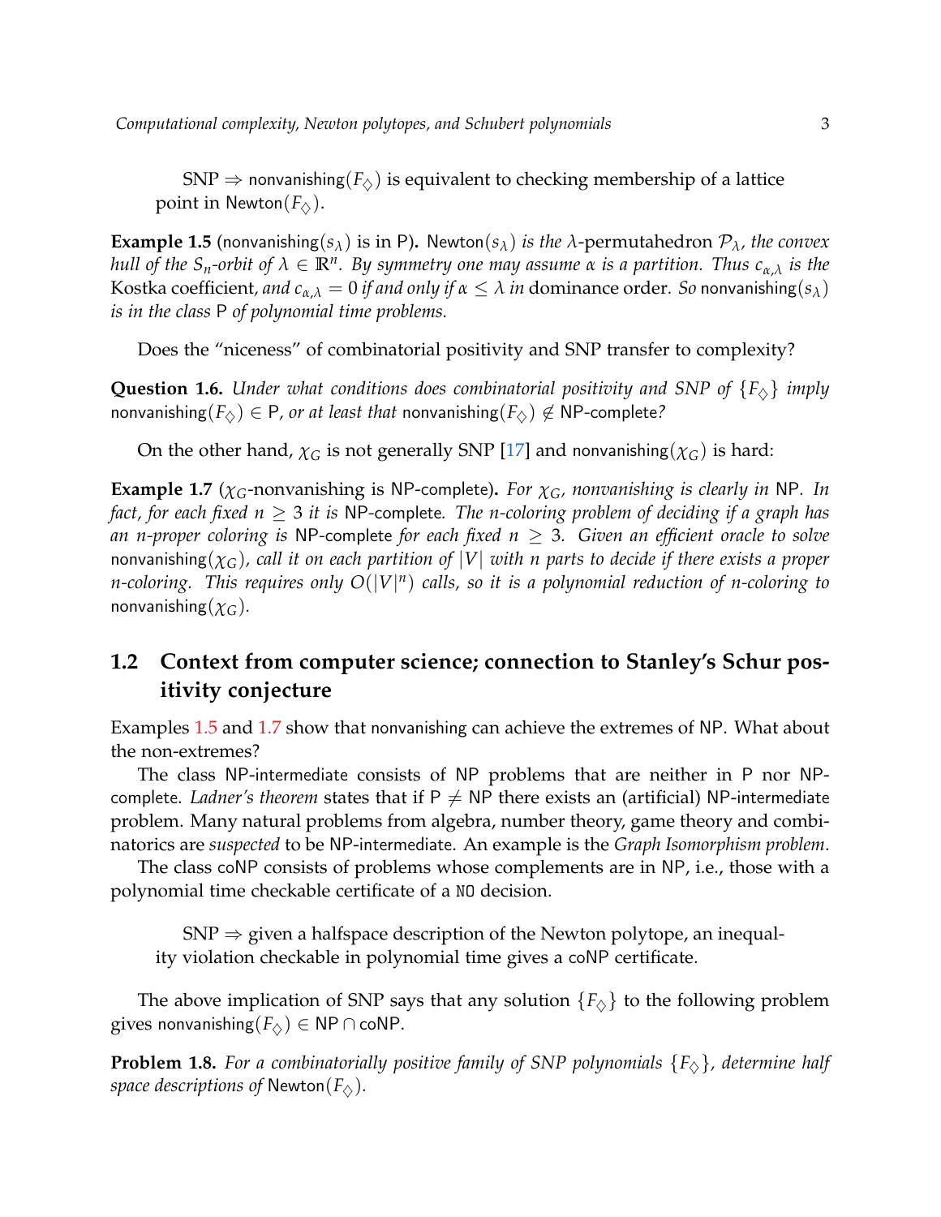SNP $\Rightarrow$ nonvanishing($F_\diamondsuit$) is equivalent to checking membership of a lattice point in Newton($F_\diamondsuit$).

**Example 1.5** (nonvanishing($s_\lambda$) is in P)**.** *Newton($s_\lambda$) is the $\lambda$-permutahedron $\mathcal{P}_\lambda$, the convex hull of the $S_n$-orbit of $\lambda \in \mathbb{R}^n$. By symmetry one may assume $\alpha$ is a partition. Thus $c_{\alpha,\lambda}$ is the* Kostka coefficient*, and $c_{\alpha,\lambda} = 0$ if and only if $\alpha \leq \lambda$ in* dominance order*. So nonvanishing($s_\lambda$) is in the class P of polynomial time problems.*

Does the "niceness" of combinatorial positivity and SNP transfer to complexity?

**Question 1.6.** *Under what conditions does combinatorial positivity and SNP of $\{F_\diamondsuit\}$ imply nonvanishing($F_\diamondsuit$) $\in$ P, or at least that nonvanishing($F_\diamondsuit$) $\notin$ NP-complete?*

On the other hand, $\chi_G$ is not generally SNP [17] and nonvanishing($\chi_G$) is hard:

**Example 1.7** ($\chi_G$-nonvanishing is NP-complete)**.** *For $\chi_G$, nonvanishing is clearly in NP. In fact, for each fixed $n \geq 3$ it is NP-complete. The $n$-coloring problem of deciding if a graph has an $n$-proper coloring is NP-complete for each fixed $n \geq 3$. Given an efficient oracle to solve nonvanishing($\chi_G$), call it on each partition of $|V|$ with $n$ parts to decide if there exists a proper $n$-coloring. This requires only $O(|V|^n)$ calls, so it is a polynomial reduction of $n$-coloring to nonvanishing($\chi_G$).*

## 1.2 Context from computer science; connection to Stanley's Schur positivity conjecture

Examples 1.5 and 1.7 show that nonvanishing can achieve the extremes of NP. What about the non-extremes?

The class NP-intermediate consists of NP problems that are neither in P nor NP-complete. *Ladner's theorem* states that if P $\neq$ NP there exists an (artificial) NP-intermediate problem. Many natural problems from algebra, number theory, game theory and combinatorics are *suspected* to be NP-intermediate. An example is the *Graph Isomorphism problem*.

The class coNP consists of problems whose complements are in NP, i.e., those with a polynomial time checkable certificate of a `NO` decision.

SNP $\Rightarrow$ given a halfspace description of the Newton polytope, an inequality violation checkable in polynomial time gives a coNP certificate.

The above implication of SNP says that any solution $\{F_\diamondsuit\}$ to the following problem gives nonvanishing($F_\diamondsuit$) $\in$ NP $\cap$ coNP.

**Problem 1.8.** *For a combinatorially positive family of SNP polynomials $\{F_\diamondsuit\}$, determine half space descriptions of Newton($F_\diamondsuit$).*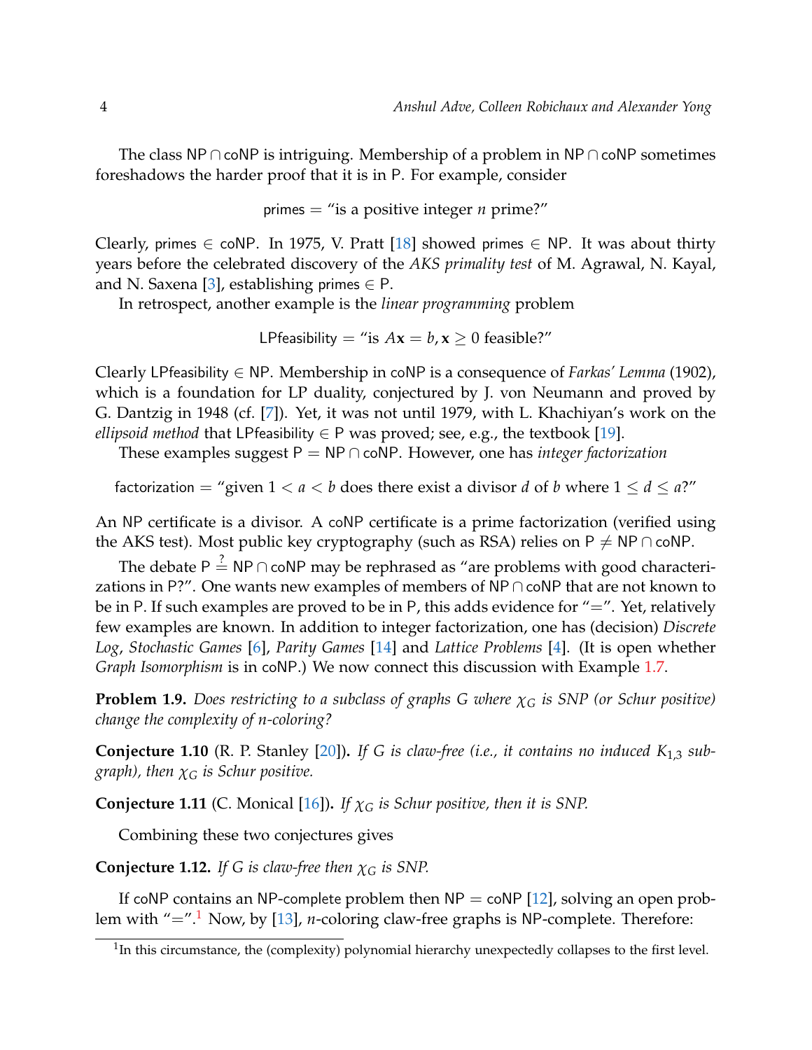The class NP ∩ coNP is intriguing. Membership of a problem in NP ∩ coNP sometimes foreshadows the harder proof that it is in P. For example, consider

$$\text{primes} = \text{“is a positive integer } n \text{ prime?”}$$

Clearly, primes ∈ coNP. In 1975, V. Pratt [18] showed primes ∈ NP. It was about thirty years before the celebrated discovery of the *AKS primality test* of M. Agrawal, N. Kayal, and N. Saxena [3], establishing primes ∈ P.

In retrospect, another example is the *linear programming* problem

$$\text{LPfeasibility} = \text{“is } A\mathbf{x} = b, \mathbf{x} \geq 0 \text{ feasible?”}$$

Clearly LPfeasibility ∈ NP. Membership in coNP is a consequence of *Farkas' Lemma* (1902), which is a foundation for LP duality, conjectured by J. von Neumann and proved by G. Dantzig in 1948 (cf. [7]). Yet, it was not until 1979, with L. Khachiyan's work on the *ellipsoid method* that LPfeasibility ∈ P was proved; see, e.g., the textbook [19].

These examples suggest P = NP ∩ coNP. However, one has *integer factorization*

$$\text{factorization} = \text{“given } 1 < a < b \text{ does there exist a divisor } d \text{ of } b \text{ where } 1 \leq d \leq a\text{?”}$$

An NP certificate is a divisor. A coNP certificate is a prime factorization (verified using the AKS test). Most public key cryptography (such as RSA) relies on P ≠ NP ∩ coNP.

The debate $\mathsf{P} \stackrel{?}{=} \mathsf{NP} \cap \mathsf{coNP}$ may be rephrased as "are problems with good characterizations in P?". One wants new examples of members of NP ∩ coNP that are not known to be in P. If such examples are proved to be in P, this adds evidence for "=". Yet, relatively few examples are known. In addition to integer factorization, one has (decision) *Discrete Log*, *Stochastic Games* [6], *Parity Games* [14] and *Lattice Problems* [4]. (It is open whether *Graph Isomorphism* is in coNP.) We now connect this discussion with Example 1.7.

**Problem 1.9.** *Does restricting to a subclass of graphs $G$ where $\chi_G$ is SNP (or Schur positive) change the complexity of $n$-coloring?*

**Conjecture 1.10** (R. P. Stanley [20])**.** *If $G$ is claw-free (i.e., it contains no induced $K_{1,3}$ subgraph), then $\chi_G$ is Schur positive.*

**Conjecture 1.11** (C. Monical [16])**.** *If $\chi_G$ is Schur positive, then it is SNP.*

Combining these two conjectures gives

**Conjecture 1.12.** *If $G$ is claw-free then $\chi_G$ is SNP.*

If coNP contains an NP-complete problem then NP = coNP [12], solving an open problem with "=".[1] Now, by [13], $n$-coloring claw-free graphs is NP-complete. Therefore:

[1] In this circumstance, the (complexity) polynomial hierarchy unexpectedly collapses to the first level.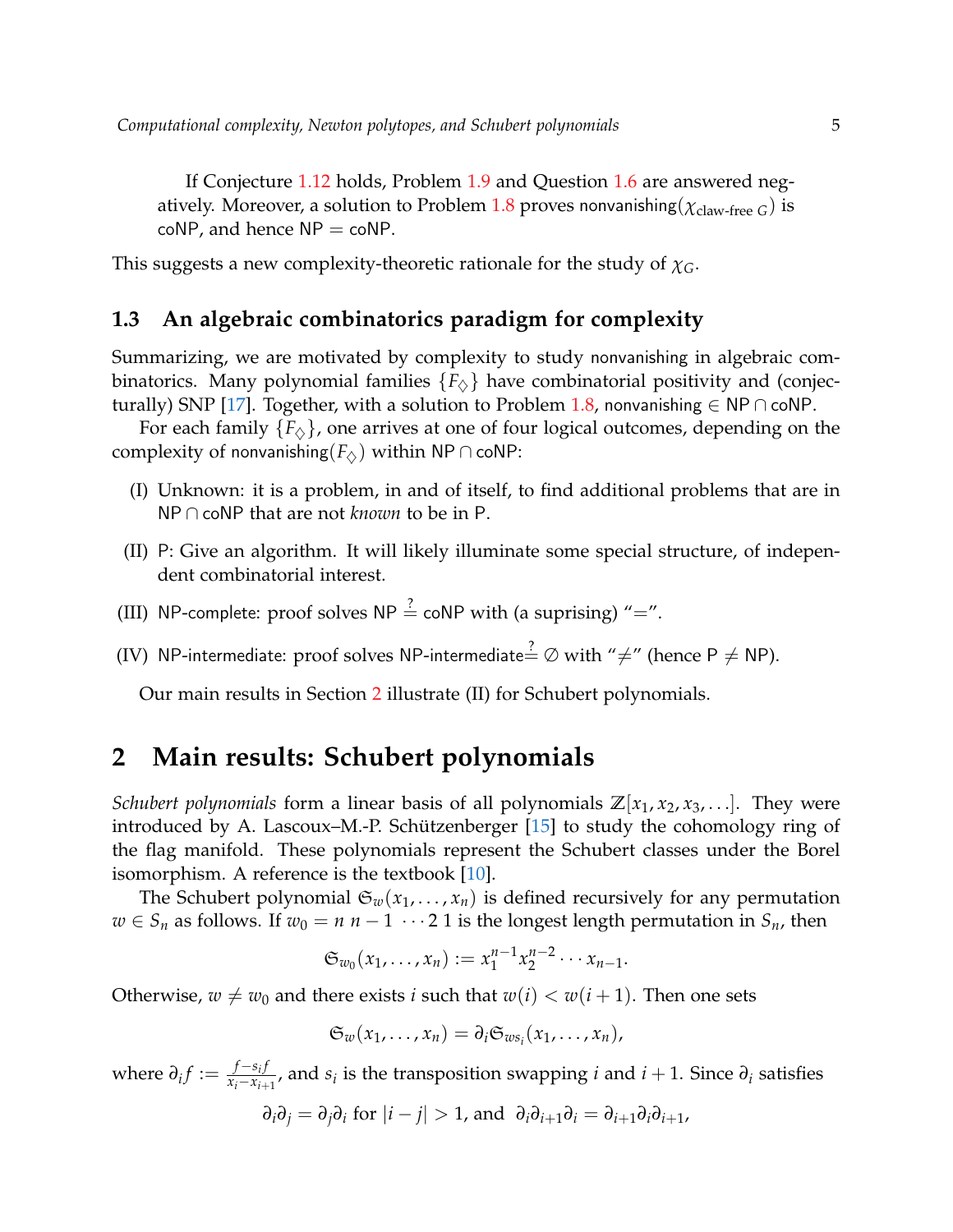If Conjecture 1.12 holds, Problem 1.9 and Question 1.6 are answered negatively. Moreover, a solution to Problem 1.8 proves $\mathsf{nonvanishing}(\chi_{\text{claw-free } G})$ is $\mathsf{coNP}$, and hence $\mathsf{NP} = \mathsf{coNP}$.

This suggests a new complexity-theoretic rationale for the study of $\chi_G$.

### 1.3 An algebraic combinatorics paradigm for complexity

Summarizing, we are motivated by complexity to study $\mathsf{nonvanishing}$ in algebraic combinatorics. Many polynomial families $\{F_\diamondsuit\}$ have combinatorial positivity and (conjecturally) SNP [17]. Together, with a solution to Problem 1.8, $\mathsf{nonvanishing} \in \mathsf{NP} \cap \mathsf{coNP}$.

For each family $\{F_\diamondsuit\}$, one arrives at one of four logical outcomes, depending on the complexity of $\mathsf{nonvanishing}(F_\diamondsuit)$ within $\mathsf{NP} \cap \mathsf{coNP}$:

(I) Unknown: it is a problem, in and of itself, to find additional problems that are in $\mathsf{NP} \cap \mathsf{coNP}$ that are not *known* to be in $\mathsf{P}$.

(II) $\mathsf{P}$: Give an algorithm. It will likely illuminate some special structure, of independent combinatorial interest.

(III) $\mathsf{NP}$-complete: proof solves $\mathsf{NP} \stackrel{?}{=} \mathsf{coNP}$ with (a suprising) "$=$".

(IV) $\mathsf{NP}$-intermediate: proof solves $\mathsf{NP}\text{-intermediate} \stackrel{?}{=} \emptyset$ with "$\neq$" (hence $\mathsf{P} \neq \mathsf{NP}$).

Our main results in Section 2 illustrate (II) for Schubert polynomials.

## 2 Main results: Schubert polynomials

*Schubert polynomials* form a linear basis of all polynomials $\mathbb{Z}[x_1, x_2, x_3, \ldots]$. They were introduced by A. Lascoux–M.-P. Schützenberger [15] to study the cohomology ring of the flag manifold. These polynomials represent the Schubert classes under the Borel isomorphism. A reference is the textbook [10].

The Schubert polynomial $\mathfrak{S}_w(x_1, \ldots, x_n)$ is defined recursively for any permutation $w \in S_n$ as follows. If $w_0 = n\ n-1\ \cdots 2\ 1$ is the longest length permutation in $S_n$, then

$$\mathfrak{S}_{w_0}(x_1, \ldots, x_n) := x_1^{n-1} x_2^{n-2} \cdots x_{n-1}.$$

Otherwise, $w \neq w_0$ and there exists $i$ such that $w(i) < w(i+1)$. Then one sets

$$\mathfrak{S}_w(x_1, \ldots, x_n) = \partial_i \mathfrak{S}_{ws_i}(x_1, \ldots, x_n),$$

where $\partial_i f := \frac{f - s_i f}{x_i - x_{i+1}}$, and $s_i$ is the transposition swapping $i$ and $i+1$. Since $\partial_i$ satisfies

$$\partial_i \partial_j = \partial_j \partial_i \text{ for } |i-j| > 1, \text{ and } \ \partial_i \partial_{i+1} \partial_i = \partial_{i+1} \partial_i \partial_{i+1},$$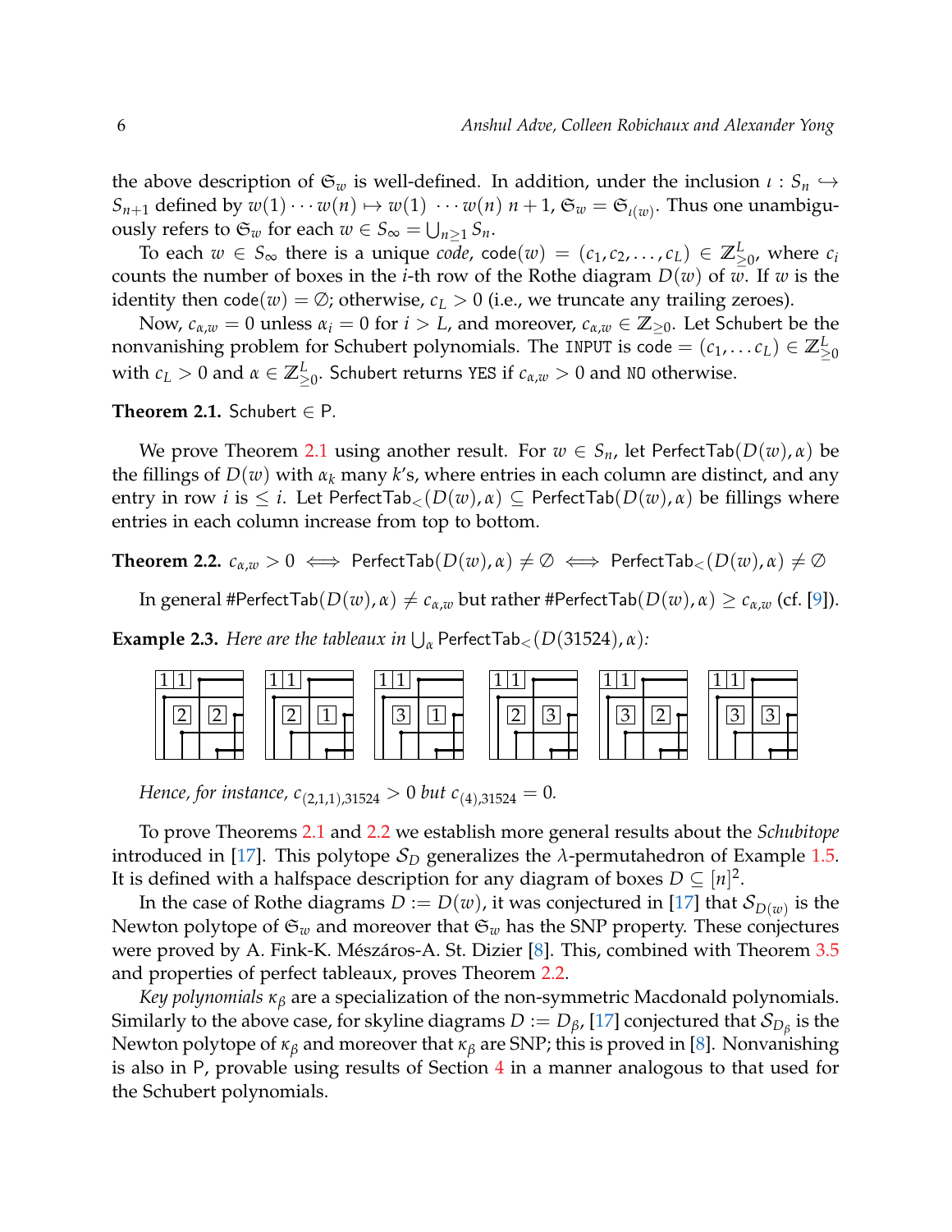the above description of $\mathfrak{S}_w$ is well-defined. In addition, under the inclusion $\iota : S_n \hookrightarrow S_{n+1}$ defined by $w(1)\cdots w(n) \mapsto w(1)\ \cdots w(n)\ n+1$, $\mathfrak{S}_w = \mathfrak{S}_{\iota(w)}$. Thus one unambiguously refers to $\mathfrak{S}_w$ for each $w \in S_\infty = \bigcup_{n\geq 1} S_n$.

To each $w \in S_\infty$ there is a unique *code*, $\mathsf{code}(w) = (c_1, c_2, \ldots, c_L) \in \mathbb{Z}^L_{\geq 0}$, where $c_i$ counts the number of boxes in the $i$-th row of the Rothe diagram $D(w)$ of $w$. If $w$ is the identity then $\mathsf{code}(w) = \emptyset$; otherwise, $c_L > 0$ (i.e., we truncate any trailing zeroes).

Now, $c_{\alpha,w} = 0$ unless $\alpha_i = 0$ for $i > L$, and moreover, $c_{\alpha,w} \in \mathbb{Z}_{\geq 0}$. Let Schubert be the nonvanishing problem for Schubert polynomials. The `INPUT` is code $= (c_1, \ldots c_L) \in \mathbb{Z}^L_{\geq 0}$ with $c_L > 0$ and $\alpha \in \mathbb{Z}^L_{\geq 0}$. Schubert returns `YES` if $c_{\alpha,w} > 0$ and `NO` otherwise.

**Theorem 2.1.** Schubert $\in$ P.

We prove Theorem 2.1 using another result. For $w \in S_n$, let $\mathsf{PerfectTab}(D(w), \alpha)$ be the fillings of $D(w)$ with $\alpha_k$ many $k$'s, where entries in each column are distinct, and any entry in row $i$ is $\leq i$. Let $\mathsf{PerfectTab}_<(D(w), \alpha) \subseteq \mathsf{PerfectTab}(D(w), \alpha)$ be fillings where entries in each column increase from top to bottom.

**Theorem 2.2.** $c_{\alpha,w} > 0 \iff \mathsf{PerfectTab}(D(w), \alpha) \neq \emptyset \iff \mathsf{PerfectTab}_<(D(w), \alpha) \neq \emptyset$

In general $\#\mathsf{PerfectTab}(D(w), \alpha) \neq c_{\alpha,w}$ but rather $\#\mathsf{PerfectTab}(D(w), \alpha) \geq c_{\alpha,w}$ (cf. [9]).

**Example 2.3.** *Here are the tableaux in $\bigcup_\alpha \mathsf{PerfectTab}_<(D(31524), \alpha)$:*

*Hence, for instance, $c_{(2,1,1),31524} > 0$ but $c_{(4),31524} = 0$.*

To prove Theorems 2.1 and 2.2 we establish more general results about the *Schubitope* introduced in [17]. This polytope $\mathcal{S}_D$ generalizes the $\lambda$-permutahedron of Example 1.5. It is defined with a halfspace description for any diagram of boxes $D \subseteq [n]^2$.

In the case of Rothe diagrams $D := D(w)$, it was conjectured in [17] that $\mathcal{S}_{D(w)}$ is the Newton polytope of $\mathfrak{S}_w$ and moreover that $\mathfrak{S}_w$ has the SNP property. These conjectures were proved by A. Fink-K. Mészáros-A. St. Dizier [8]. This, combined with Theorem 3.5 and properties of perfect tableaux, proves Theorem 2.2.

*Key polynomials* $\kappa_\beta$ are a specialization of the non-symmetric Macdonald polynomials. Similarly to the above case, for skyline diagrams $D := D_\beta$, [17] conjectured that $\mathcal{S}_{D_\beta}$ is the Newton polytope of $\kappa_\beta$ and moreover that $\kappa_\beta$ are SNP; this is proved in [8]. Nonvanishing is also in P, provable using results of Section 4 in a manner analogous to that used for the Schubert polynomials.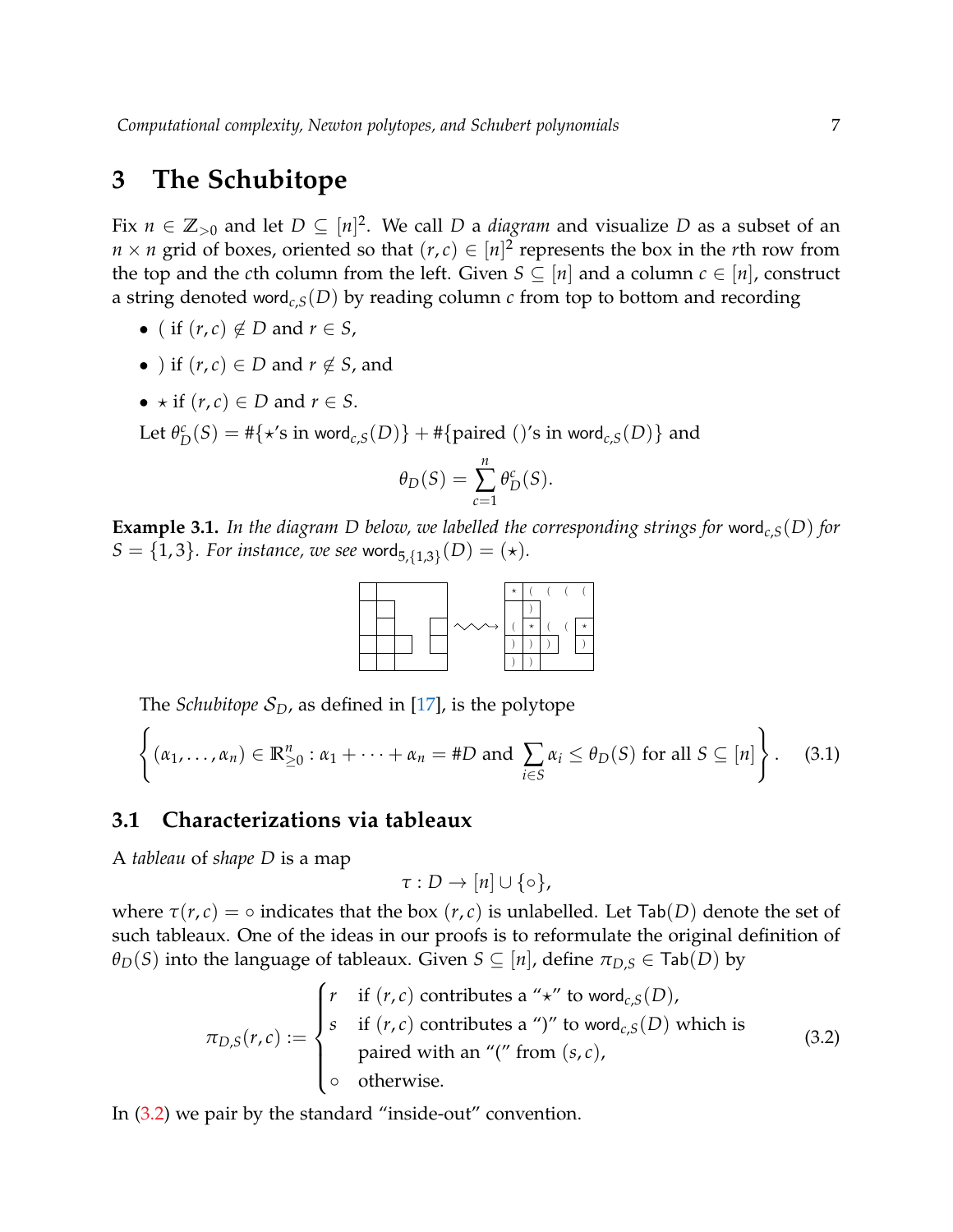## 3 The Schubitope

Fix $n \in \mathbb{Z}_{>0}$ and let $D \subseteq [n]^2$. We call $D$ a *diagram* and visualize $D$ as a subset of an $n \times n$ grid of boxes, oriented so that $(r, c) \in [n]^2$ represents the box in the $r$th row from the top and the $c$th column from the left. Given $S \subseteq [n]$ and a column $c \in [n]$, construct a string denoted $\mathsf{word}_{c,S}(D)$ by reading column $c$ from top to bottom and recording

- ( if $(r, c) \notin D$ and $r \in S$,
- ) if $(r, c) \in D$ and $r \notin S$, and
- $\star$ if $(r, c) \in D$ and $r \in S$.

Let $\theta_D^c(S) = \#\{\star\text{'s in } \mathsf{word}_{c,S}(D)\} + \#\{\text{paired ()'s in } \mathsf{word}_{c,S}(D)\}$ and

$$\theta_D(S) = \sum_{c=1}^{n} \theta_D^c(S).$$

**Example 3.1.** *In the diagram $D$ below, we labelled the corresponding strings for $\mathsf{word}_{c,S}(D)$ for $S = \{1, 3\}$. For instance, we see $\mathsf{word}_{5,\{1,3\}}(D) = (\star)$.*

The *Schubitope* $\mathcal{S}_D$, as defined in [17], is the polytope

$$\left\{ (\alpha_1, \ldots, \alpha_n) \in \mathbb{R}^n_{\geq 0} : \alpha_1 + \cdots + \alpha_n = \#D \text{ and } \sum_{i \in S} \alpha_i \leq \theta_D(S) \text{ for all } S \subseteq [n] \right\}. \quad (3.1)$$

### 3.1 Characterizations via tableaux

A *tableau* of *shape* $D$ is a map

$$\tau : D \to [n] \cup \{\circ\},$$

where $\tau(r, c) = \circ$ indicates that the box $(r, c)$ is unlabelled. Let $\mathsf{Tab}(D)$ denote the set of such tableaux. One of the ideas in our proofs is to reformulate the original definition of $\theta_D(S)$ into the language of tableaux. Given $S \subseteq [n]$, define $\pi_{D,S} \in \mathsf{Tab}(D)$ by

$$\pi_{D,S}(r, c) := \begin{cases} r & \text{if } (r, c) \text{ contributes a "}\star\text{" to } \mathsf{word}_{c,S}(D), \\ s & \text{if } (r, c) \text{ contributes a ")" to } \mathsf{word}_{c,S}(D) \text{ which is} \\ & \text{paired with an "(" from } (s, c), \\ \circ & \text{otherwise.} \end{cases} \quad (3.2)$$

In (3.2) we pair by the standard "inside-out" convention.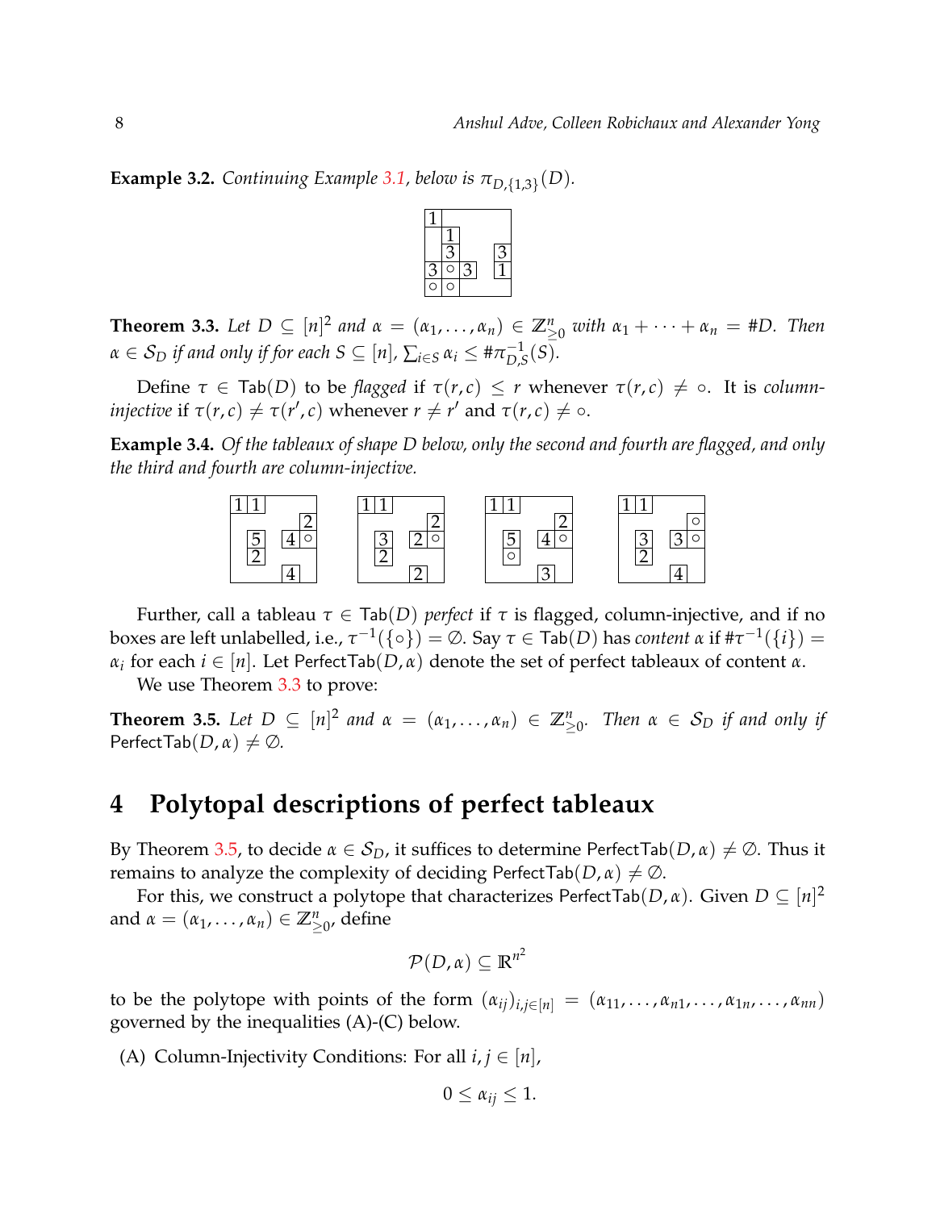**Example 3.2.** *Continuing Example 3.1, below is $\pi_{D,\{1,3\}}(D)$.*

|   |   |   |   |   |
|---|---|---|---|---|
| 1 |   |   |   |   |
|   | 1 |   |   |   |
|   | 3 |   |   | 3 |
| 3 | ○ | 3 |   | 1 |
| ○ | ○ |   |   |   |

**Theorem 3.3.** *Let $D \subseteq [n]^2$ and $\alpha = (\alpha_1, \ldots, \alpha_n) \in \mathbb{Z}^n_{\geq 0}$ with $\alpha_1 + \cdots + \alpha_n = \#D$. Then $\alpha \in \mathcal{S}_D$ if and only if for each $S \subseteq [n]$, $\sum_{i \in S} \alpha_i \leq \#\pi^{-1}_{D,S}(S)$.*

Define $\tau \in \mathsf{Tab}(D)$ to be *flagged* if $\tau(r,c) \leq r$ whenever $\tau(r,c) \neq \circ$. It is *column-injective* if $\tau(r,c) \neq \tau(r',c)$ whenever $r \neq r'$ and $\tau(r,c) \neq \circ$.

**Example 3.4.** *Of the tableaux of shape D below, only the second and fourth are flagged, and only the third and fourth are column-injective.*

First tableau:

|   |   |   |   |   |
|---|---|---|---|---|
| 1 | 1 |   |   |   |
|   |   |   |   | 2 |
|   | 5 |   | 4 | ○ |
|   | 2 |   |   |   |
|   |   |   | 4 |   |

Second tableau:

|   |   |   |   |   |
|---|---|---|---|---|
| 1 | 1 |   |   |   |
|   |   |   |   | 2 |
|   | 3 |   | 2 | ○ |
|   | 2 |   |   |   |
|   |   |   | 2 |   |

Third tableau:

|   |   |   |   |   |
|---|---|---|---|---|
| 1 | 1 |   |   |   |
|   |   |   |   | 2 |
|   | 5 |   | 4 | ○ |
|   | ○ |   |   |   |
|   |   |   | 3 |   |

Fourth tableau:

|   |   |   |   |   |
|---|---|---|---|---|
| 1 | 1 |   |   |   |
|   |   |   |   | ○ |
|   | 3 |   | 3 | ○ |
|   | 2 |   |   |   |
|   |   |   | 4 |   |

Further, call a tableau $\tau \in \mathsf{Tab}(D)$ *perfect* if $\tau$ is flagged, column-injective, and if no boxes are left unlabelled, i.e., $\tau^{-1}(\{\circ\}) = \emptyset$. Say $\tau \in \mathsf{Tab}(D)$ has *content* $\alpha$ if $\#\tau^{-1}(\{i\}) = \alpha_i$ for each $i \in [n]$. Let $\mathsf{PerfectTab}(D,\alpha)$ denote the set of perfect tableaux of content $\alpha$.

We use Theorem 3.3 to prove:

**Theorem 3.5.** *Let $D \subseteq [n]^2$ and $\alpha = (\alpha_1, \ldots, \alpha_n) \in \mathbb{Z}^n_{\geq 0}$. Then $\alpha \in \mathcal{S}_D$ if and only if $\mathsf{PerfectTab}(D,\alpha) \neq \emptyset$.*

# 4 Polytopal descriptions of perfect tableaux

By Theorem 3.5, to decide $\alpha \in \mathcal{S}_D$, it suffices to determine $\mathsf{PerfectTab}(D,\alpha) \neq \emptyset$. Thus it remains to analyze the complexity of deciding $\mathsf{PerfectTab}(D,\alpha) \neq \emptyset$.

For this, we construct a polytope that characterizes $\mathsf{PerfectTab}(D,\alpha)$. Given $D \subseteq [n]^2$ and $\alpha = (\alpha_1, \ldots, \alpha_n) \in \mathbb{Z}^n_{\geq 0}$, define

$$\mathcal{P}(D,\alpha) \subseteq \mathbb{R}^{n^2}$$

to be the polytope with points of the form $(\alpha_{ij})_{i,j \in [n]} = (\alpha_{11}, \ldots, \alpha_{n1}, \ldots, \alpha_{1n}, \ldots, \alpha_{nn})$ governed by the inequalities (A)-(C) below.

(A) Column-Injectivity Conditions: For all $i, j \in [n]$,

$$0 \leq \alpha_{ij} \leq 1.$$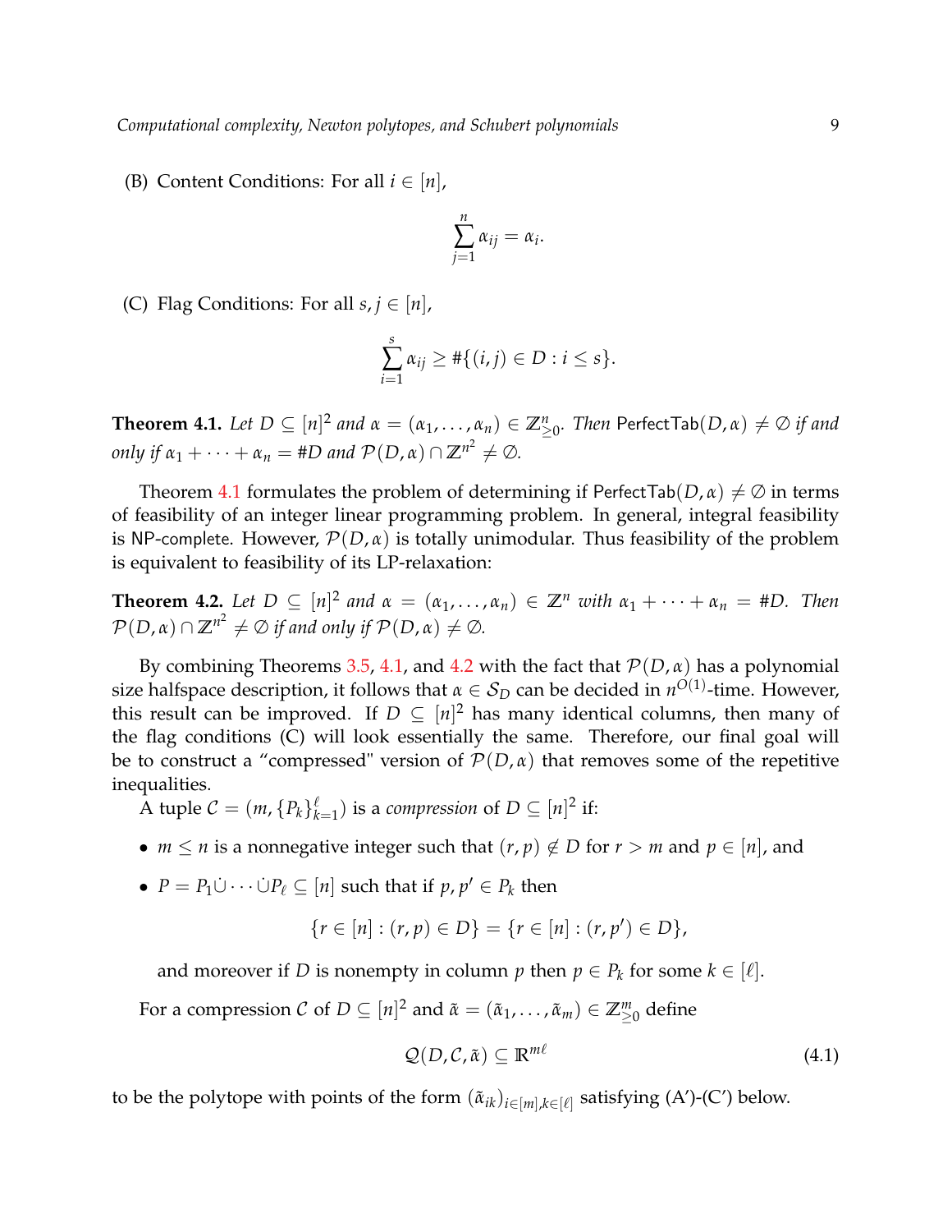(B) Content Conditions: For all $i \in [n]$,

$$\sum_{j=1}^{n} \alpha_{ij} = \alpha_i.$$

(C) Flag Conditions: For all $s, j \in [n]$,

$$\sum_{i=1}^{s} \alpha_{ij} \geq \#\{(i,j) \in D : i \leq s\}.$$

**Theorem 4.1.** *Let $D \subseteq [n]^2$ and $\alpha = (\alpha_1, \ldots, \alpha_n) \in \mathbb{Z}^n_{\geq 0}$. Then* $\mathsf{PerfectTab}(D, \alpha) \neq \emptyset$ *if and only if $\alpha_1 + \cdots + \alpha_n = \#D$ and $\mathcal{P}(D, \alpha) \cap \mathbb{Z}^{n^2} \neq \emptyset$.*

Theorem 4.1 formulates the problem of determining if $\mathsf{PerfectTab}(D, \alpha) \neq \emptyset$ in terms of feasibility of an integer linear programming problem. In general, integral feasibility is $\mathsf{NP}$-complete. However, $\mathcal{P}(D, \alpha)$ is totally unimodular. Thus feasibility of the problem is equivalent to feasibility of its LP-relaxation:

**Theorem 4.2.** *Let $D \subseteq [n]^2$ and $\alpha = (\alpha_1, \ldots, \alpha_n) \in \mathbb{Z}^n$ with $\alpha_1 + \cdots + \alpha_n = \#D$. Then $\mathcal{P}(D, \alpha) \cap \mathbb{Z}^{n^2} \neq \emptyset$ if and only if $\mathcal{P}(D, \alpha) \neq \emptyset$.*

By combining Theorems 3.5, 4.1, and 4.2 with the fact that $\mathcal{P}(D, \alpha)$ has a polynomial size halfspace description, it follows that $\alpha \in \mathcal{S}_D$ can be decided in $n^{O(1)}$-time. However, this result can be improved. If $D \subseteq [n]^2$ has many identical columns, then many of the flag conditions (C) will look essentially the same. Therefore, our final goal will be to construct a "compressed" version of $\mathcal{P}(D, \alpha)$ that removes some of the repetitive inequalities.

A tuple $\mathcal{C} = (m, \{P_k\}_{k=1}^{\ell})$ is a *compression* of $D \subseteq [n]^2$ if:

- $m \leq n$ is a nonnegative integer such that $(r, p) \notin D$ for $r > m$ and $p \in [n]$, and
- $P = P_1 \dot\cup \cdots \dot\cup P_\ell \subseteq [n]$ such that if $p, p' \in P_k$ then

  $$\{r \in [n] : (r, p) \in D\} = \{r \in [n] : (r, p') \in D\},$$

  and moreover if $D$ is nonempty in column $p$ then $p \in P_k$ for some $k \in [\ell]$.

For a compression $\mathcal{C}$ of $D \subseteq [n]^2$ and $\tilde{\alpha} = (\tilde{\alpha}_1, \ldots, \tilde{\alpha}_m) \in \mathbb{Z}^m_{\geq 0}$ define

$$\mathcal{Q}(D, \mathcal{C}, \tilde{\alpha}) \subseteq \mathbb{R}^{m\ell} \tag{4.1}$$

to be the polytope with points of the form $(\tilde{\alpha}_{ik})_{i \in [m], k \in [\ell]}$ satisfying (A')-(C') below.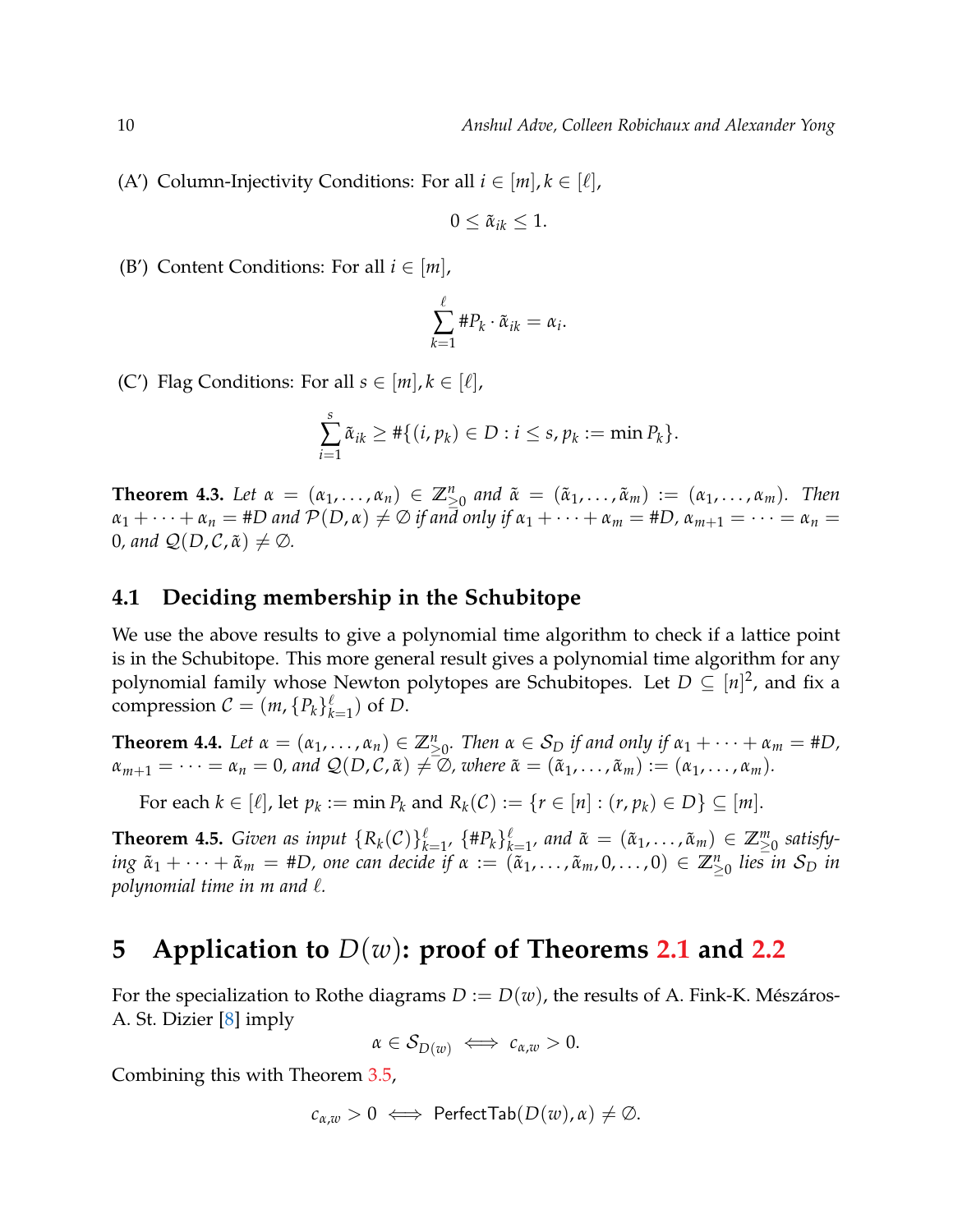(A′) Column-Injectivity Conditions: For all $i \in [m], k \in [\ell]$,

$$0 \leq \tilde{\alpha}_{ik} \leq 1.$$

(B′) Content Conditions: For all $i \in [m]$,

$$\sum_{k=1}^{\ell} \#P_k \cdot \tilde{\alpha}_{ik} = \alpha_i.$$

(C′) Flag Conditions: For all $s \in [m], k \in [\ell]$,

$$\sum_{i=1}^{s} \tilde{\alpha}_{ik} \geq \#\{(i, p_k) \in D : i \leq s, p_k := \min P_k\}.$$

**Theorem 4.3.** *Let $\alpha = (\alpha_1, \ldots, \alpha_n) \in \mathbb{Z}^n_{\geq 0}$ and $\tilde{\alpha} = (\tilde{\alpha}_1, \ldots, \tilde{\alpha}_m) := (\alpha_1, \ldots, \alpha_m)$. Then $\alpha_1 + \cdots + \alpha_n = \#D$ and $\mathcal{P}(D, \alpha) \neq \emptyset$ if and only if $\alpha_1 + \cdots + \alpha_m = \#D$, $\alpha_{m+1} = \cdots = \alpha_n = 0$, and $\mathcal{Q}(D, \mathcal{C}, \tilde{\alpha}) \neq \emptyset$.*

## 4.1 Deciding membership in the Schubitope

We use the above results to give a polynomial time algorithm to check if a lattice point is in the Schubitope. This more general result gives a polynomial time algorithm for any polynomial family whose Newton polytopes are Schubitopes. Let $D \subseteq [n]^2$, and fix a compression $\mathcal{C} = (m, \{P_k\}_{k=1}^{\ell})$ of $D$.

**Theorem 4.4.** *Let $\alpha = (\alpha_1, \ldots, \alpha_n) \in \mathbb{Z}^n_{\geq 0}$. Then $\alpha \in \mathcal{S}_D$ if and only if $\alpha_1 + \cdots + \alpha_m = \#D$, $\alpha_{m+1} = \cdots = \alpha_n = 0$, and $\mathcal{Q}(D, \mathcal{C}, \tilde{\alpha}) \neq \emptyset$, where $\tilde{\alpha} = (\tilde{\alpha}_1, \ldots, \tilde{\alpha}_m) := (\alpha_1, \ldots, \alpha_m)$.*

For each $k \in [\ell]$, let $p_k := \min P_k$ and $R_k(\mathcal{C}) := \{r \in [n] : (r, p_k) \in D\} \subseteq [m]$.

**Theorem 4.5.** *Given as input $\{R_k(\mathcal{C})\}_{k=1}^{\ell}$, $\{\#P_k\}_{k=1}^{\ell}$, and $\tilde{\alpha} = (\tilde{\alpha}_1, \ldots, \tilde{\alpha}_m) \in \mathbb{Z}^m_{\geq 0}$ satisfying $\tilde{\alpha}_1 + \cdots + \tilde{\alpha}_m = \#D$, one can decide if $\alpha := (\tilde{\alpha}_1, \ldots, \tilde{\alpha}_m, 0, \ldots, 0) \in \mathbb{Z}^n_{\geq 0}$ lies in $\mathcal{S}_D$ in polynomial time in $m$ and $\ell$.*

# 5 Application to $D(w)$: proof of Theorems 2.1 and 2.2

For the specialization to Rothe diagrams $D := D(w)$, the results of A. Fink-K. Mészáros-A. St. Dizier [8] imply

$$\alpha \in \mathcal{S}_{D(w)} \iff c_{\alpha,w} > 0.$$

Combining this with Theorem 3.5,

$$c_{\alpha,w} > 0 \iff \mathsf{PerfectTab}(D(w), \alpha) \neq \emptyset.$$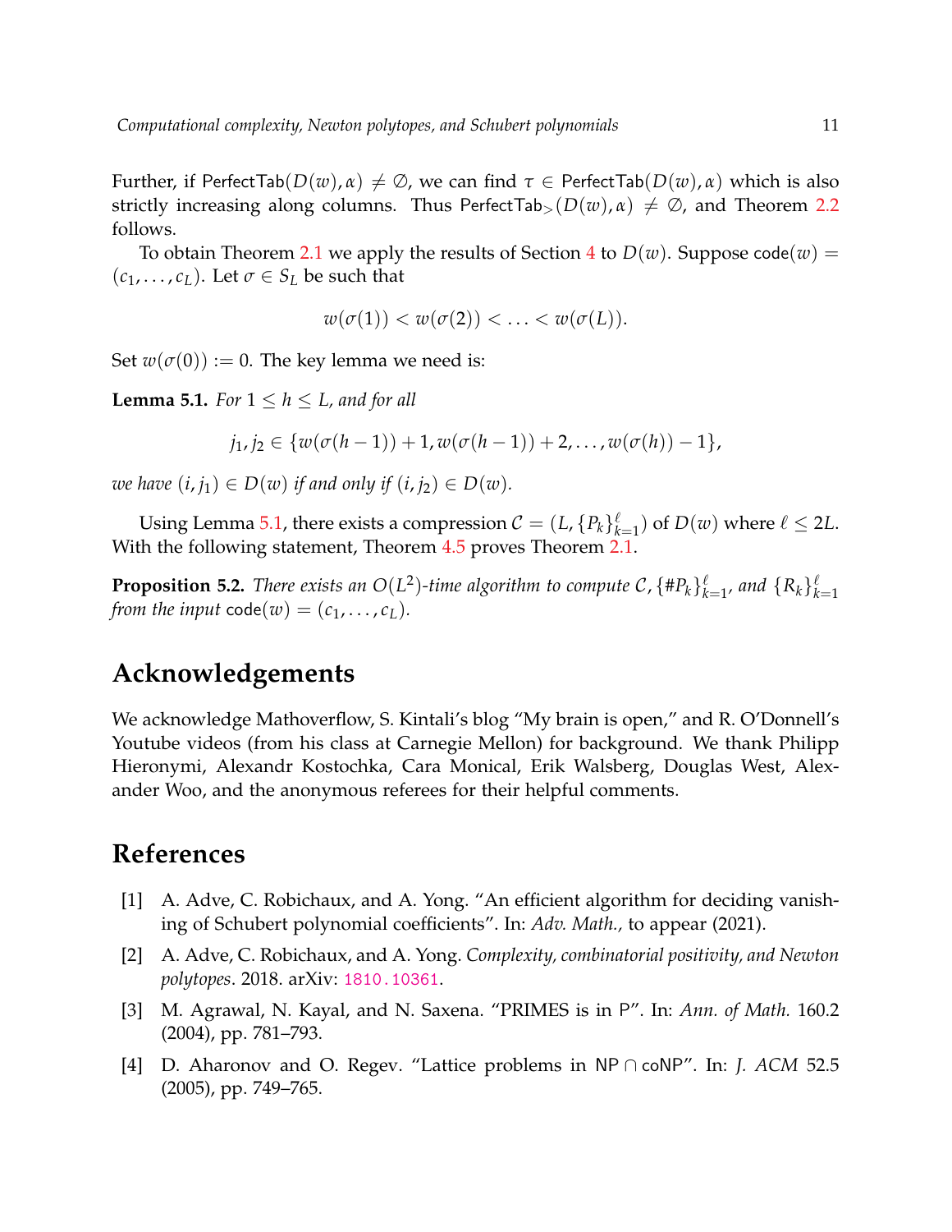Further, if $\mathsf{PerfectTab}(D(w), \alpha) \neq \emptyset$, we can find $\tau \in \mathsf{PerfectTab}(D(w), \alpha)$ which is also strictly increasing along columns. Thus $\mathsf{PerfectTab}_{>}(D(w), \alpha) \neq \emptyset$, and Theorem 2.2 follows.

To obtain Theorem 2.1 we apply the results of Section 4 to $D(w)$. Suppose $\mathsf{code}(w) = (c_1, \ldots, c_L)$. Let $\sigma \in S_L$ be such that

$$w(\sigma(1)) < w(\sigma(2)) < \ldots < w(\sigma(L)).$$

Set $w(\sigma(0)) := 0$. The key lemma we need is:

**Lemma 5.1.** *For $1 \leq h \leq L$, and for all*

$$j_1, j_2 \in \{w(\sigma(h-1)) + 1, w(\sigma(h-1)) + 2, \ldots, w(\sigma(h)) - 1\},$$

*we have $(i, j_1) \in D(w)$ if and only if $(i, j_2) \in D(w)$.*

Using Lemma 5.1, there exists a compression $\mathcal{C} = (L, \{P_k\}_{k=1}^{\ell})$ of $D(w)$ where $\ell \leq 2L$. With the following statement, Theorem 4.5 proves Theorem 2.1.

**Proposition 5.2.** *There exists an $O(L^2)$-time algorithm to compute $\mathcal{C}$, $\{\#P_k\}_{k=1}^{\ell}$, and $\{R_k\}_{k=1}^{\ell}$ from the input $\mathsf{code}(w) = (c_1, \ldots, c_L)$.*

## Acknowledgements

We acknowledge Mathoverflow, S. Kintali's blog "My brain is open," and R. O'Donnell's Youtube videos (from his class at Carnegie Mellon) for background. We thank Philipp Hieronymi, Alexandr Kostochka, Cara Monical, Erik Walsberg, Douglas West, Alexander Woo, and the anonymous referees for their helpful comments.

## References

[1] A. Adve, C. Robichaux, and A. Yong. "An efficient algorithm for deciding vanishing of Schubert polynomial coefficients". In: *Adv. Math.,* to appear (2021).

[2] A. Adve, C. Robichaux, and A. Yong. *Complexity, combinatorial positivity, and Newton polytopes*. 2018. arXiv: 1810.10361.

[3] M. Agrawal, N. Kayal, and N. Saxena. "PRIMES is in P". In: *Ann. of Math.* 160.2 (2004), pp. 781–793.

[4] D. Aharonov and O. Regev. "Lattice problems in NP ∩ coNP". In: *J. ACM* 52.5 (2005), pp. 749–765.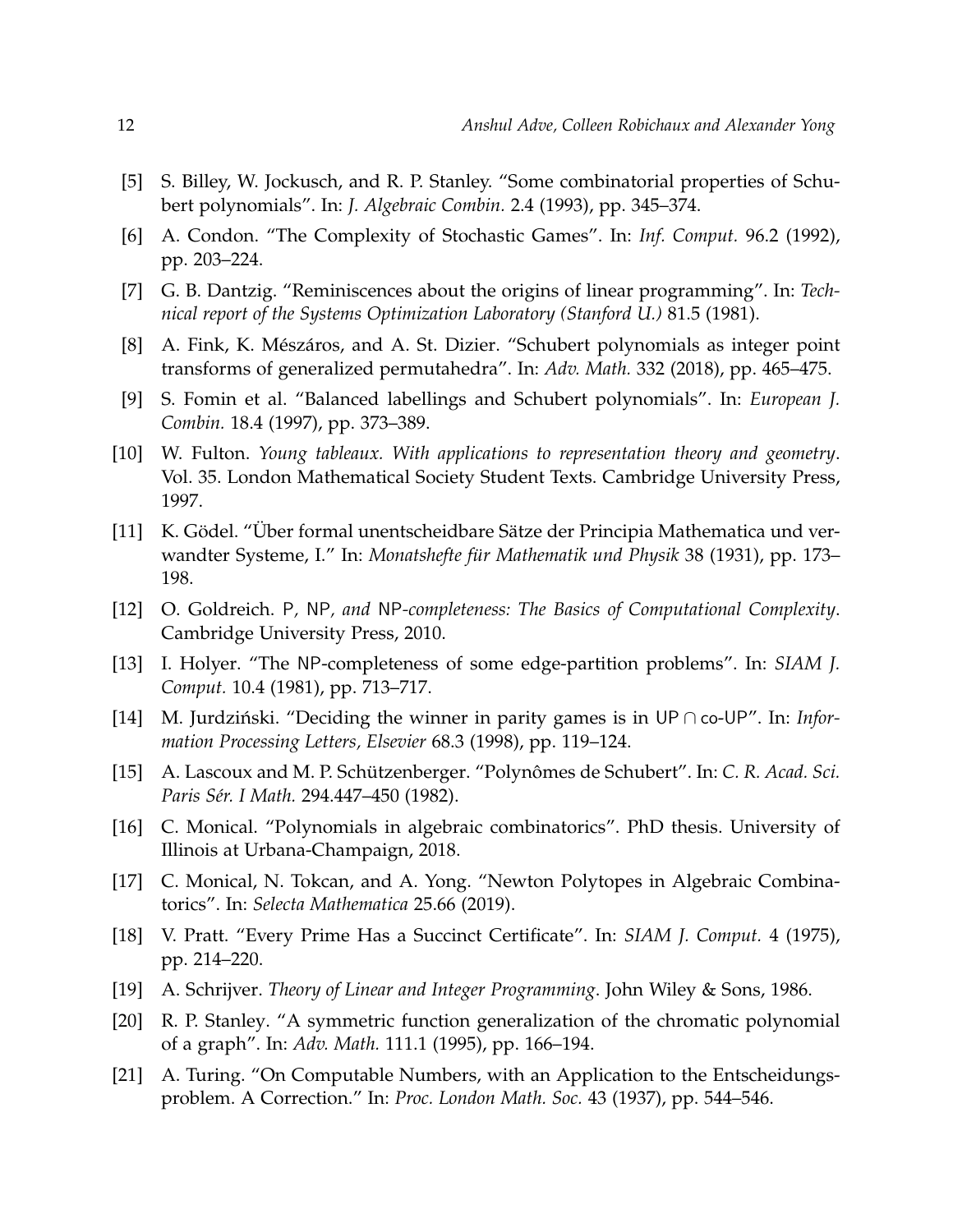[5] S. Billey, W. Jockusch, and R. P. Stanley. "Some combinatorial properties of Schubert polynomials". In: *J. Algebraic Combin.* 2.4 (1993), pp. 345–374.

[6] A. Condon. "The Complexity of Stochastic Games". In: *Inf. Comput.* 96.2 (1992), pp. 203–224.

[7] G. B. Dantzig. "Reminiscences about the origins of linear programming". In: *Technical report of the Systems Optimization Laboratory (Stanford U.)* 81.5 (1981).

[8] A. Fink, K. Mészáros, and A. St. Dizier. "Schubert polynomials as integer point transforms of generalized permutahedra". In: *Adv. Math.* 332 (2018), pp. 465–475.

[9] S. Fomin et al. "Balanced labellings and Schubert polynomials". In: *European J. Combin.* 18.4 (1997), pp. 373–389.

[10] W. Fulton. *Young tableaux. With applications to representation theory and geometry*. Vol. 35. London Mathematical Society Student Texts. Cambridge University Press, 1997.

[11] K. Gödel. "Über formal unentscheidbare Sätze der Principia Mathematica und verwandter Systeme, I." In: *Monatshefte für Mathematik und Physik* 38 (1931), pp. 173–198.

[12] O. Goldreich. *P, NP, and NP-completeness: The Basics of Computational Complexity*. Cambridge University Press, 2010.

[13] I. Holyer. "The NP-completeness of some edge-partition problems". In: *SIAM J. Comput.* 10.4 (1981), pp. 713–717.

[14] M. Jurdziński. "Deciding the winner in parity games is in UP $\cap$ co-UP". In: *Information Processing Letters, Elsevier* 68.3 (1998), pp. 119–124.

[15] A. Lascoux and M. P. Schützenberger. "Polynômes de Schubert". In: *C. R. Acad. Sci. Paris Sér. I Math.* 294.447–450 (1982).

[16] C. Monical. "Polynomials in algebraic combinatorics". PhD thesis. University of Illinois at Urbana-Champaign, 2018.

[17] C. Monical, N. Tokcan, and A. Yong. "Newton Polytopes in Algebraic Combinatorics". In: *Selecta Mathematica* 25.66 (2019).

[18] V. Pratt. "Every Prime Has a Succinct Certificate". In: *SIAM J. Comput.* 4 (1975), pp. 214–220.

[19] A. Schrijver. *Theory of Linear and Integer Programming*. John Wiley & Sons, 1986.

[20] R. P. Stanley. "A symmetric function generalization of the chromatic polynomial of a graph". In: *Adv. Math.* 111.1 (1995), pp. 166–194.

[21] A. Turing. "On Computable Numbers, with an Application to the Entscheidungsproblem. A Correction." In: *Proc. London Math. Soc.* 43 (1937), pp. 544–546.